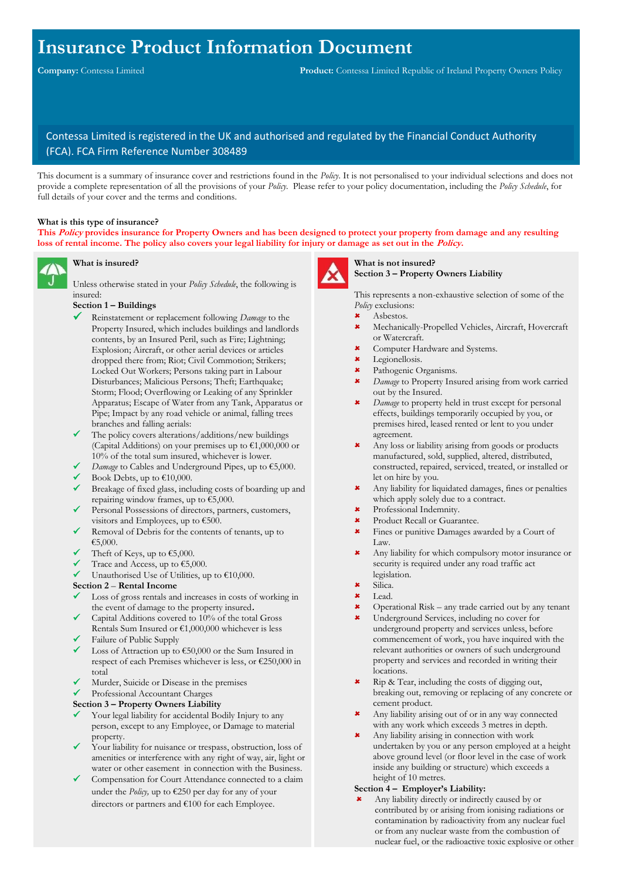# Insurance Product Information Document

**Company:** Contessa Limited **Product:** Contessa Limited Republic of Ireland Property Owners Policy

Contessa Limited is registered in the UK and authorised and regulated by the Financial Conduct Authority (FCA). FCA Firm Reference Number 308489

This document is a summary of insurance cover and restrictions found in the *Policy*. It is not personalised to your individual selections and does not provide a complete representation of all the provisions of your *Policy*. Please refer to your policy documentation, including the *Policy Schedule*, for full details of your cover and the terms and conditions.

**What is this type of insurance?**

**This *Policy* provides insurance for Property Owners and has been designed to protect your property from damage and any resulting loss of rental income. The policy also covers your legal liability for injury or damage as set out in the *Policy*.**

## What is insured?

Unless otherwise stated in your *Policy Schedule*, the following is insured:

**Section 1 – Buildings**

- ✔ Reinstatement or replacement following *Damage* to the Property Insured, which includes buildings and landlords contents, by an Insured Peril, such as Fire; Lightning; Explosion; Aircraft, or other aerial devices or articles dropped there from; Riot; Civil Commotion; Strikers; Locked Out Workers; Persons taking part in Labour Disturbances; Malicious Persons; Theft; Earthquake; Storm; Flood; Overflowing or Leaking of any Sprinkler Apparatus; Escape of Water from any Tank, Apparatus or Pipe; Impact by any road vehicle or animal, falling trees branches and falling aerials:
- ✔ The policy covers alterations/additions/new buildings (Capital Additions) on your premises up to €1,000,000 or 10% of the total sum insured, whichever is lower.
- ✔ *Damage* to Cables and Underground Pipes, up to €5,000.
- ✔ Book Debts, up to €10,000.
- ✔ Breakage of fixed glass, including costs of boarding up and repairing window frames, up to €5,000.
- ✔ Personal Possessions of directors, partners, customers, visitors and Employees, up to €500.
- ✔ Removal of Debris for the contents of tenants, up to €5,000.
- ✔ Theft of Keys, up to €5,000.
- ✔ Trace and Access, up to €5,000.
- ✔ Unauthorised Use of Utilities, up to €10,000.

**Section 2 – Rental Income**

- ✔ Loss of gross rentals and increases in costs of working in the event of damage to the property insured**.**
- ✔ Capital Additions covered to 10% of the total Gross Rentals Sum Insured or €1,000,000 whichever is less
- ✔ Failure of Public Supply
- ✔ Loss of Attraction up to €50,000 or the Sum Insured in respect of each Premises whichever is less, or €250,000 in total
- ✔ Murder, Suicide or Disease in the premises
- ✔ Professional Accountant Charges

**Section 3 – Property Owners Liability**

- ✔ Your legal liability for accidental Bodily Injury to any person, except to any Employee, or Damage to material property.
- ✔ Your liability for nuisance or trespass, obstruction, loss of amenities or interference with any right of way, air, light or water or other easement in connection with the Business.
- ✔ Compensation for Court Attendance connected to a claim under the *Policy,* up to €250 per day for any of your directors or partners and €100 for each Employee.

## What is not insured?

**Section 3 – Property Owners Liability**

This represents a non-exhaustive selection of some of the *Policy* exclusions:

- ✘ Asbestos.
- ✘ Mechanically-Propelled Vehicles, Aircraft, Hovercraft or Watercraft.
- ✘ Computer Hardware and Systems.
- ✘ Legionellosis.
- ✘ Pathogenic Organisms.
- ✘ *Damage* to Property Insured arising from work carried out by the Insured.
- ✘ *Damage* to property held in trust except for personal effects, buildings temporarily occupied by you, or premises hired, leased rented or lent to you under agreement.
- ✘ Any loss or liability arising from goods or products manufactured, sold, supplied, altered, distributed, constructed, repaired, serviced, treated, or installed or let on hire by you.
- ✘ Any liability for liquidated damages, fines or penalties which apply solely due to a contract.
- ✘ Professional Indemnity.
- ✘ Product Recall or Guarantee.
- ✘ Fines or punitive Damages awarded by a Court of Law.
- ✘ Any liability for which compulsory motor insurance or security is required under any road traffic act legislation.
- ✘ Silica.
- ✘ Lead.
- ✘ Operational Risk – any trade carried out by any tenant
- ✘ Underground Services, including no cover for underground property and services unless, before commencement of work, you have inquired with the relevant authorities or owners of such underground property and services and recorded in writing their locations.
- ✘ Rip & Tear, including the costs of digging out, breaking out, removing or replacing of any concrete or cement product.
- ✘ Any liability arising out of or in any way connected with any work which exceeds 3 metres in depth.
- ✘ Any liability arising in connection with work undertaken by you or any person employed at a height above ground level (or floor level in the case of work inside any building or structure) which exceeds a height of 10 metres.

**Section 4 – Employer's Liability:**

- ✘ Any liability directly or indirectly caused by or contributed by or arising from ionising radiations or contamination by radioactivity from any nuclear fuel or from any nuclear waste from the combustion of nuclear fuel, or the radioactive toxic explosive or other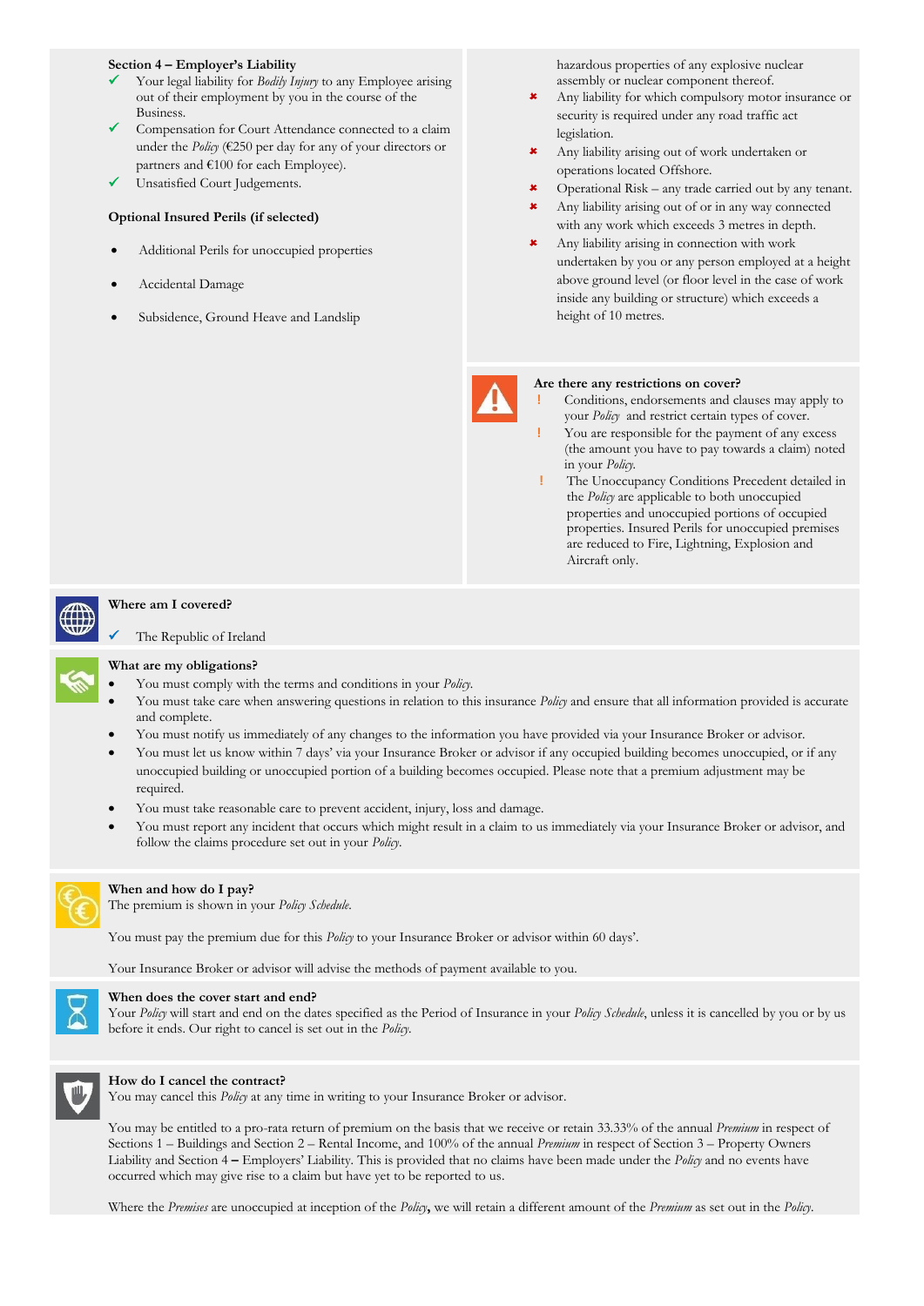### Section 4 – Employer's Liability

- ✓ Your legal liability for *Bodily Injury* to any Employee arising out of their employment by you in the course of the Business.
- ✓ Compensation for Court Attendance connected to a claim under the *Policy* (€250 per day for any of your directors or partners and €100 for each Employee).
- ✓ Unsatisfied Court Judgements.

### Optional Insured Perils (if selected)

- Additional Perils for unoccupied properties
- Accidental Damage
- Subsidence, Ground Heave and Landslip

hazardous properties of any explosive nuclear assembly or nuclear component thereof.

- ✗ Any liability for which compulsory motor insurance or security is required under any road traffic act legislation.
- ✗ Any liability arising out of work undertaken or operations located Offshore.
- ✗ Operational Risk – any trade carried out by any tenant.
- ✗ Any liability arising out of or in any way connected with any work which exceeds 3 metres in depth.
- ✗ Any liability arising in connection with work undertaken by you or any person employed at a height above ground level (or floor level in the case of work inside any building or structure) which exceeds a height of 10 metres.

### Are there any restrictions on cover?

- ! Conditions, endorsements and clauses may apply to your *Policy* and restrict certain types of cover.
- ! You are responsible for the payment of any excess (the amount you have to pay towards a claim) noted in your *Policy*.
- ! The Unoccupancy Conditions Precedent detailed in the *Policy* are applicable to both unoccupied properties and unoccupied portions of occupied properties. Insured Perils for unoccupied premises are reduced to Fire, Lightning, Explosion and Aircraft only.

### Where am I covered?

- ✓ The Republic of Ireland

### What are my obligations?

- You must comply with the terms and conditions in your *Policy*.
- You must take care when answering questions in relation to this insurance *Policy* and ensure that all information provided is accurate and complete.
- You must notify us immediately of any changes to the information you have provided via your Insurance Broker or advisor.
- You must let us know within 7 days' via your Insurance Broker or advisor if any occupied building becomes unoccupied, or if any unoccupied building or unoccupied portion of a building becomes occupied. Please note that a premium adjustment may be required.
- You must take reasonable care to prevent accident, injury, loss and damage.
- You must report any incident that occurs which might result in a claim to us immediately via your Insurance Broker or advisor, and follow the claims procedure set out in your *Policy*.

### When and how do I pay?

The premium is shown in your *Policy Schedule*.

You must pay the premium due for this *Policy* to your Insurance Broker or advisor within 60 days'.

Your Insurance Broker or advisor will advise the methods of payment available to you.

### When does the cover start and end?

Your *Policy* will start and end on the dates specified as the Period of Insurance in your *Policy Schedule*, unless it is cancelled by you or by us before it ends. Our right to cancel is set out in the *Policy*.

### How do I cancel the contract?

You may cancel this *Policy* at any time in writing to your Insurance Broker or advisor.

You may be entitled to a pro-rata return of premium on the basis that we receive or retain 33.33% of the annual *Premium* in respect of Sections 1 – Buildings and Section 2 – Rental Income, and 100% of the annual *Premium* in respect of Section 3 – Property Owners Liability and Section 4 **–** Employers' Liability. This is provided that no claims have been made under the *Policy* and no events have occurred which may give rise to a claim but have yet to be reported to us.

Where the *Premises* are unoccupied at inception of the *Policy***,** we will retain a different amount of the *Premium* as set out in the *Policy*.